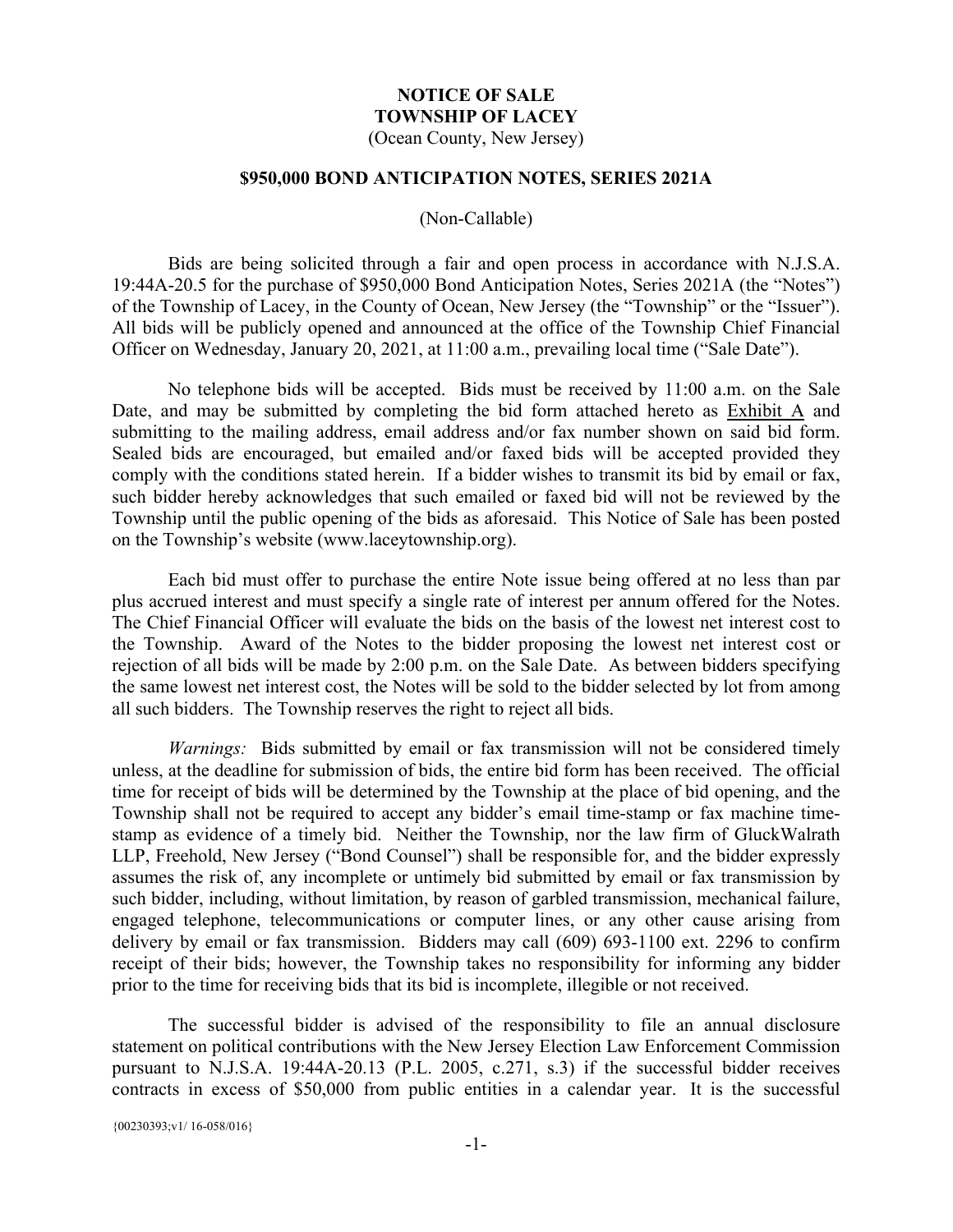# NOTICE OF SALE
## TOWNSHIP OF LACEY
(Ocean County, New Jersey)

## $950,000 BOND ANTICIPATION NOTES, SERIES 2021A

(Non-Callable)

Bids are being solicited through a fair and open process in accordance with N.J.S.A. 19:44A-20.5 for the purchase of $950,000 Bond Anticipation Notes, Series 2021A (the "Notes") of the Township of Lacey, in the County of Ocean, New Jersey (the "Township" or the "Issuer"). All bids will be publicly opened and announced at the office of the Township Chief Financial Officer on Wednesday, January 20, 2021, at 11:00 a.m., prevailing local time ("Sale Date").

No telephone bids will be accepted. Bids must be received by 11:00 a.m. on the Sale Date, and may be submitted by completing the bid form attached hereto as Exhibit A and submitting to the mailing address, email address and/or fax number shown on said bid form. Sealed bids are encouraged, but emailed and/or faxed bids will be accepted provided they comply with the conditions stated herein. If a bidder wishes to transmit its bid by email or fax, such bidder hereby acknowledges that such emailed or faxed bid will not be reviewed by the Township until the public opening of the bids as aforesaid. This Notice of Sale has been posted on the Township's website (www.laceytownship.org).

Each bid must offer to purchase the entire Note issue being offered at no less than par plus accrued interest and must specify a single rate of interest per annum offered for the Notes. The Chief Financial Officer will evaluate the bids on the basis of the lowest net interest cost to the Township. Award of the Notes to the bidder proposing the lowest net interest cost or rejection of all bids will be made by 2:00 p.m. on the Sale Date. As between bidders specifying the same lowest net interest cost, the Notes will be sold to the bidder selected by lot from among all such bidders. The Township reserves the right to reject all bids.

*Warnings:* Bids submitted by email or fax transmission will not be considered timely unless, at the deadline for submission of bids, the entire bid form has been received. The official time for receipt of bids will be determined by the Township at the place of bid opening, and the Township shall not be required to accept any bidder's email time-stamp or fax machine time-stamp as evidence of a timely bid. Neither the Township, nor the law firm of GluckWalrath LLP, Freehold, New Jersey ("Bond Counsel") shall be responsible for, and the bidder expressly assumes the risk of, any incomplete or untimely bid submitted by email or fax transmission by such bidder, including, without limitation, by reason of garbled transmission, mechanical failure, engaged telephone, telecommunications or computer lines, or any other cause arising from delivery by email or fax transmission. Bidders may call (609) 693-1100 ext. 2296 to confirm receipt of their bids; however, the Township takes no responsibility for informing any bidder prior to the time for receiving bids that its bid is incomplete, illegible or not received.

The successful bidder is advised of the responsibility to file an annual disclosure statement on political contributions with the New Jersey Election Law Enforcement Commission pursuant to N.J.S.A. 19:44A-20.13 (P.L. 2005, c.271, s.3) if the successful bidder receives contracts in excess of $50,000 from public entities in a calendar year. It is the successful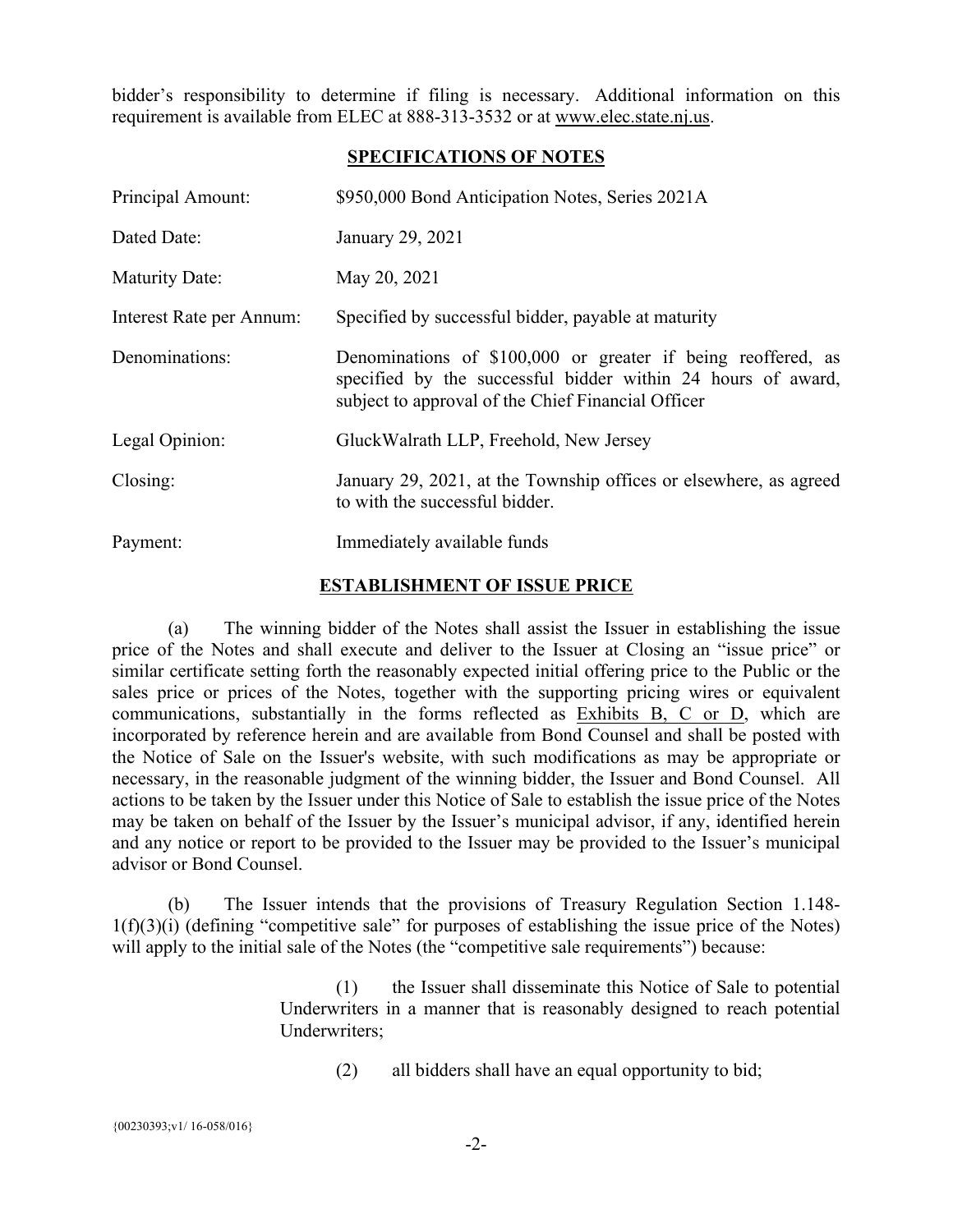bidder's responsibility to determine if filing is necessary. Additional information on this requirement is available from ELEC at 888-313-3532 or at www.elec.state.nj.us.

## SPECIFICATIONS OF NOTES

| | |
|---|---|
| Principal Amount: | $950,000 Bond Anticipation Notes, Series 2021A |
| Dated Date: | January 29, 2021 |
| Maturity Date: | May 20, 2021 |
| Interest Rate per Annum: | Specified by successful bidder, payable at maturity |
| Denominations: | Denominations of $100,000 or greater if being reoffered, as specified by the successful bidder within 24 hours of award, subject to approval of the Chief Financial Officer |
| Legal Opinion: | GluckWalrath LLP, Freehold, New Jersey |
| Closing: | January 29, 2021, at the Township offices or elsewhere, as agreed to with the successful bidder. |
| Payment: | Immediately available funds |

## ESTABLISHMENT OF ISSUE PRICE

(a) The winning bidder of the Notes shall assist the Issuer in establishing the issue price of the Notes and shall execute and deliver to the Issuer at Closing an "issue price" or similar certificate setting forth the reasonably expected initial offering price to the Public or the sales price or prices of the Notes, together with the supporting pricing wires or equivalent communications, substantially in the forms reflected as Exhibits B, C or D, which are incorporated by reference herein and are available from Bond Counsel and shall be posted with the Notice of Sale on the Issuer's website, with such modifications as may be appropriate or necessary, in the reasonable judgment of the winning bidder, the Issuer and Bond Counsel. All actions to be taken by the Issuer under this Notice of Sale to establish the issue price of the Notes may be taken on behalf of the Issuer by the Issuer's municipal advisor, if any, identified herein and any notice or report to be provided to the Issuer may be provided to the Issuer's municipal advisor or Bond Counsel.

(b) The Issuer intends that the provisions of Treasury Regulation Section 1.148-1(f)(3)(i) (defining "competitive sale" for purposes of establishing the issue price of the Notes) will apply to the initial sale of the Notes (the "competitive sale requirements") because:

> (1) the Issuer shall disseminate this Notice of Sale to potential Underwriters in a manner that is reasonably designed to reach potential Underwriters;
>
> (2) all bidders shall have an equal opportunity to bid;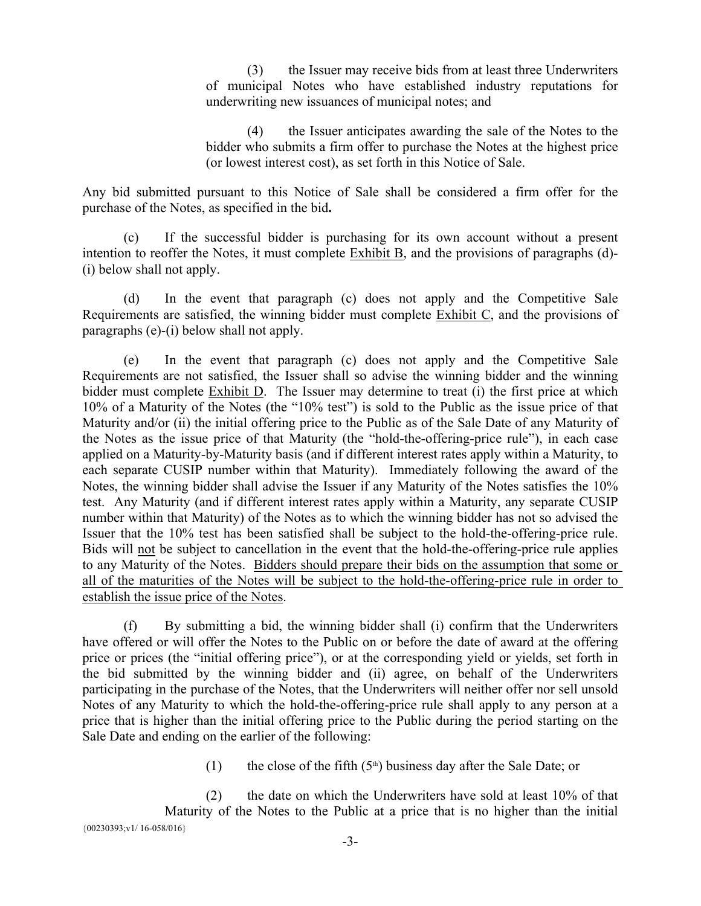(3) the Issuer may receive bids from at least three Underwriters of municipal Notes who have established industry reputations for underwriting new issuances of municipal notes; and

(4) the Issuer anticipates awarding the sale of the Notes to the bidder who submits a firm offer to purchase the Notes at the highest price (or lowest interest cost), as set forth in this Notice of Sale.

Any bid submitted pursuant to this Notice of Sale shall be considered a firm offer for the purchase of the Notes, as specified in the bid**.**

(c) If the successful bidder is purchasing for its own account without a present intention to reoffer the Notes, it must complete Exhibit B, and the provisions of paragraphs (d)-(i) below shall not apply.

(d) In the event that paragraph (c) does not apply and the Competitive Sale Requirements are satisfied, the winning bidder must complete Exhibit C, and the provisions of paragraphs (e)-(i) below shall not apply.

(e) In the event that paragraph (c) does not apply and the Competitive Sale Requirements are not satisfied, the Issuer shall so advise the winning bidder and the winning bidder must complete Exhibit D. The Issuer may determine to treat (i) the first price at which 10% of a Maturity of the Notes (the "10% test") is sold to the Public as the issue price of that Maturity and/or (ii) the initial offering price to the Public as of the Sale Date of any Maturity of the Notes as the issue price of that Maturity (the "hold-the-offering-price rule"), in each case applied on a Maturity-by-Maturity basis (and if different interest rates apply within a Maturity, to each separate CUSIP number within that Maturity). Immediately following the award of the Notes, the winning bidder shall advise the Issuer if any Maturity of the Notes satisfies the 10% test. Any Maturity (and if different interest rates apply within a Maturity, any separate CUSIP number within that Maturity) of the Notes as to which the winning bidder has not so advised the Issuer that the 10% test has been satisfied shall be subject to the hold-the-offering-price rule. Bids will not be subject to cancellation in the event that the hold-the-offering-price rule applies to any Maturity of the Notes. Bidders should prepare their bids on the assumption that some or all of the maturities of the Notes will be subject to the hold-the-offering-price rule in order to establish the issue price of the Notes.

(f) By submitting a bid, the winning bidder shall (i) confirm that the Underwriters have offered or will offer the Notes to the Public on or before the date of award at the offering price or prices (the "initial offering price"), or at the corresponding yield or yields, set forth in the bid submitted by the winning bidder and (ii) agree, on behalf of the Underwriters participating in the purchase of the Notes, that the Underwriters will neither offer nor sell unsold Notes of any Maturity to which the hold-the-offering-price rule shall apply to any person at a price that is higher than the initial offering price to the Public during the period starting on the Sale Date and ending on the earlier of the following:

(1) the close of the fifth (5th) business day after the Sale Date; or

(2) the date on which the Underwriters have sold at least 10% of that Maturity of the Notes to the Public at a price that is no higher than the initial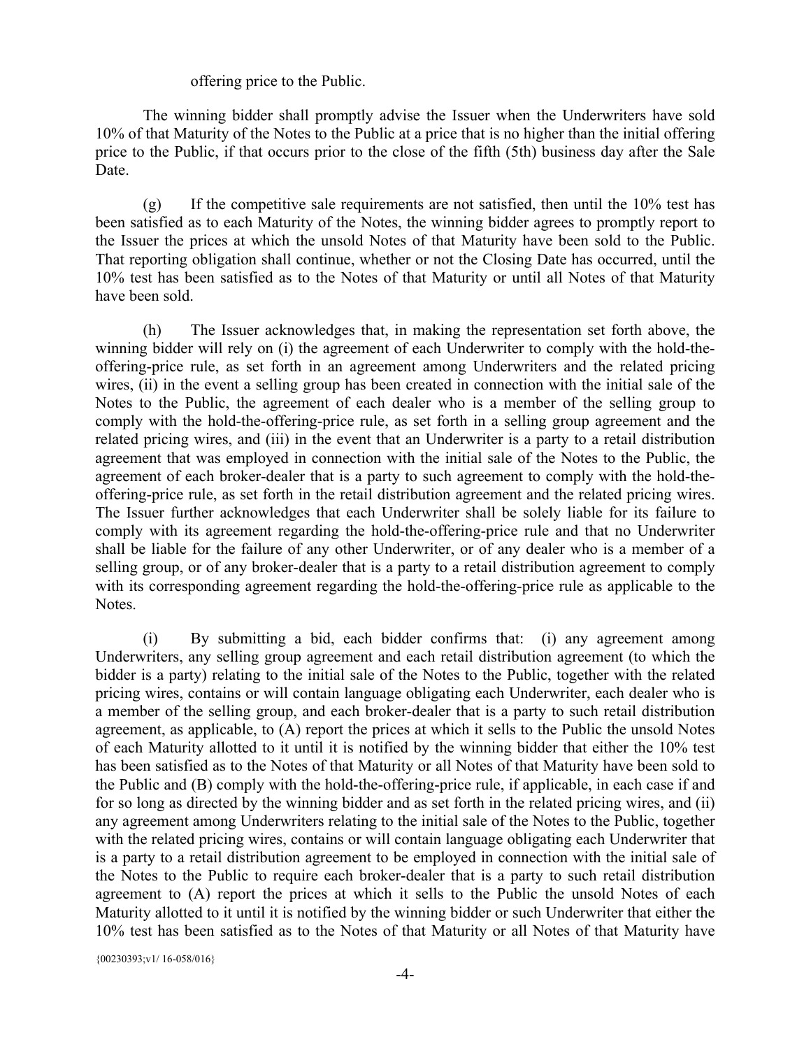offering price to the Public.

The winning bidder shall promptly advise the Issuer when the Underwriters have sold 10% of that Maturity of the Notes to the Public at a price that is no higher than the initial offering price to the Public, if that occurs prior to the close of the fifth (5th) business day after the Sale Date.

(g) If the competitive sale requirements are not satisfied, then until the 10% test has been satisfied as to each Maturity of the Notes, the winning bidder agrees to promptly report to the Issuer the prices at which the unsold Notes of that Maturity have been sold to the Public. That reporting obligation shall continue, whether or not the Closing Date has occurred, until the 10% test has been satisfied as to the Notes of that Maturity or until all Notes of that Maturity have been sold.

(h) The Issuer acknowledges that, in making the representation set forth above, the winning bidder will rely on (i) the agreement of each Underwriter to comply with the hold-the-offering-price rule, as set forth in an agreement among Underwriters and the related pricing wires, (ii) in the event a selling group has been created in connection with the initial sale of the Notes to the Public, the agreement of each dealer who is a member of the selling group to comply with the hold-the-offering-price rule, as set forth in a selling group agreement and the related pricing wires, and (iii) in the event that an Underwriter is a party to a retail distribution agreement that was employed in connection with the initial sale of the Notes to the Public, the agreement of each broker-dealer that is a party to such agreement to comply with the hold-the-offering-price rule, as set forth in the retail distribution agreement and the related pricing wires. The Issuer further acknowledges that each Underwriter shall be solely liable for its failure to comply with its agreement regarding the hold-the-offering-price rule and that no Underwriter shall be liable for the failure of any other Underwriter, or of any dealer who is a member of a selling group, or of any broker-dealer that is a party to a retail distribution agreement to comply with its corresponding agreement regarding the hold-the-offering-price rule as applicable to the Notes.

(i) By submitting a bid, each bidder confirms that: (i) any agreement among Underwriters, any selling group agreement and each retail distribution agreement (to which the bidder is a party) relating to the initial sale of the Notes to the Public, together with the related pricing wires, contains or will contain language obligating each Underwriter, each dealer who is a member of the selling group, and each broker-dealer that is a party to such retail distribution agreement, as applicable, to (A) report the prices at which it sells to the Public the unsold Notes of each Maturity allotted to it until it is notified by the winning bidder that either the 10% test has been satisfied as to the Notes of that Maturity or all Notes of that Maturity have been sold to the Public and (B) comply with the hold-the-offering-price rule, if applicable, in each case if and for so long as directed by the winning bidder and as set forth in the related pricing wires, and (ii) any agreement among Underwriters relating to the initial sale of the Notes to the Public, together with the related pricing wires, contains or will contain language obligating each Underwriter that is a party to a retail distribution agreement to be employed in connection with the initial sale of the Notes to the Public to require each broker-dealer that is a party to such retail distribution agreement to (A) report the prices at which it sells to the Public the unsold Notes of each Maturity allotted to it until it is notified by the winning bidder or such Underwriter that either the 10% test has been satisfied as to the Notes of that Maturity or all Notes of that Maturity have

{00230393;v1/ 16-058/016}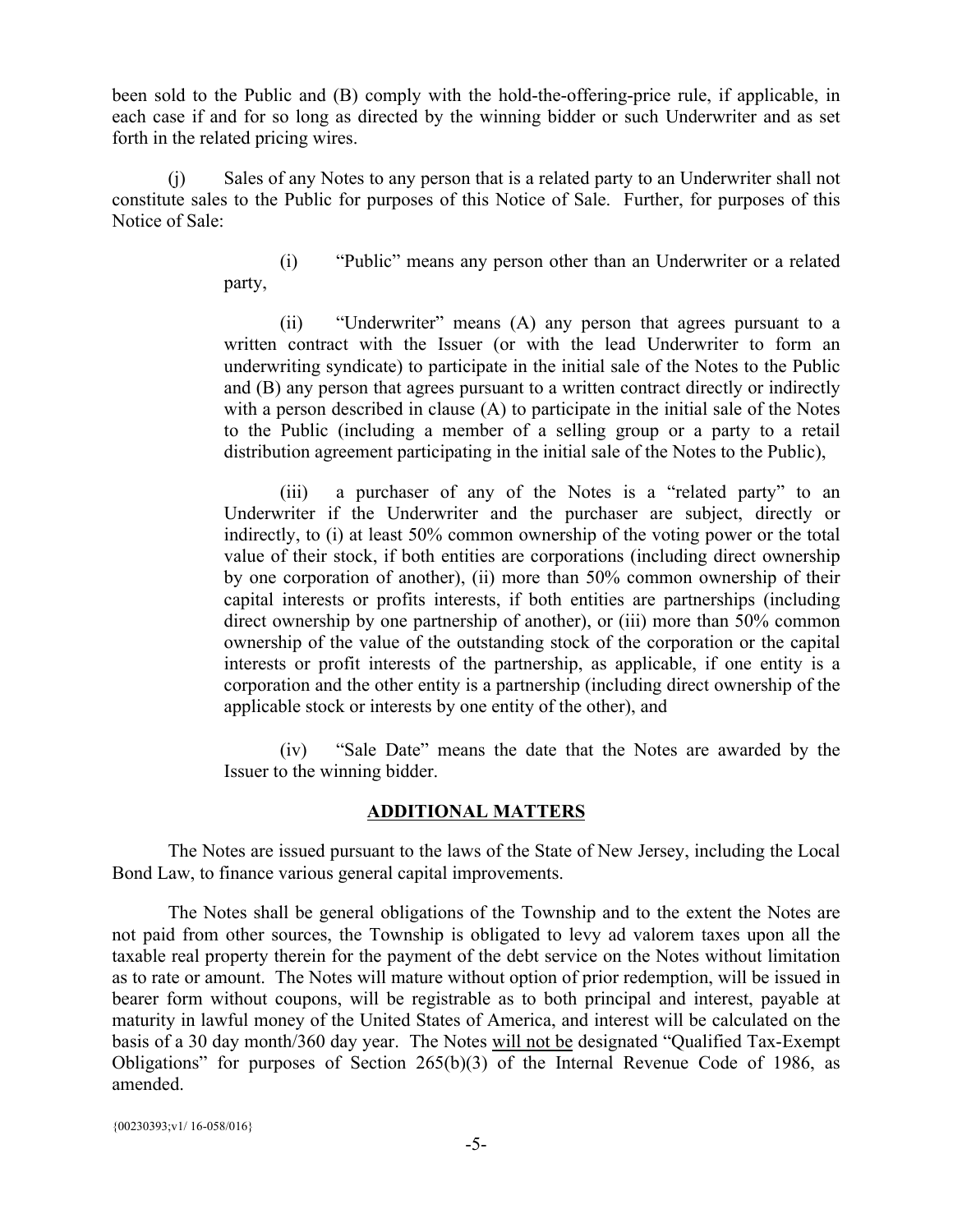been sold to the Public and (B) comply with the hold-the-offering-price rule, if applicable, in each case if and for so long as directed by the winning bidder or such Underwriter and as set forth in the related pricing wires.

(j) Sales of any Notes to any person that is a related party to an Underwriter shall not constitute sales to the Public for purposes of this Notice of Sale. Further, for purposes of this Notice of Sale:

(i) "Public" means any person other than an Underwriter or a related party,

(ii) "Underwriter" means (A) any person that agrees pursuant to a written contract with the Issuer (or with the lead Underwriter to form an underwriting syndicate) to participate in the initial sale of the Notes to the Public and (B) any person that agrees pursuant to a written contract directly or indirectly with a person described in clause (A) to participate in the initial sale of the Notes to the Public (including a member of a selling group or a party to a retail distribution agreement participating in the initial sale of the Notes to the Public),

(iii) a purchaser of any of the Notes is a "related party" to an Underwriter if the Underwriter and the purchaser are subject, directly or indirectly, to (i) at least 50% common ownership of the voting power or the total value of their stock, if both entities are corporations (including direct ownership by one corporation of another), (ii) more than 50% common ownership of their capital interests or profits interests, if both entities are partnerships (including direct ownership by one partnership of another), or (iii) more than 50% common ownership of the value of the outstanding stock of the corporation or the capital interests or profit interests of the partnership, as applicable, if one entity is a corporation and the other entity is a partnership (including direct ownership of the applicable stock or interests by one entity of the other), and

(iv) "Sale Date" means the date that the Notes are awarded by the Issuer to the winning bidder.

## ADDITIONAL MATTERS

The Notes are issued pursuant to the laws of the State of New Jersey, including the Local Bond Law, to finance various general capital improvements.

The Notes shall be general obligations of the Township and to the extent the Notes are not paid from other sources, the Township is obligated to levy ad valorem taxes upon all the taxable real property therein for the payment of the debt service on the Notes without limitation as to rate or amount. The Notes will mature without option of prior redemption, will be issued in bearer form without coupons, will be registrable as to both principal and interest, payable at maturity in lawful money of the United States of America, and interest will be calculated on the basis of a 30 day month/360 day year. The Notes will not be designated "Qualified Tax-Exempt Obligations" for purposes of Section 265(b)(3) of the Internal Revenue Code of 1986, as amended.

{00230393;v1/ 16-058/016}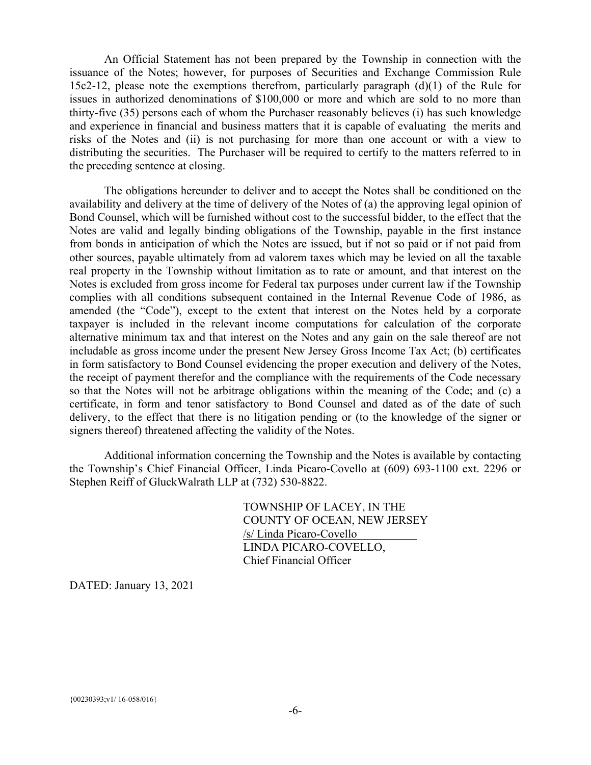An Official Statement has not been prepared by the Township in connection with the issuance of the Notes; however, for purposes of Securities and Exchange Commission Rule 15c2-12, please note the exemptions therefrom, particularly paragraph (d)(1) of the Rule for issues in authorized denominations of $100,000 or more and which are sold to no more than thirty-five (35) persons each of whom the Purchaser reasonably believes (i) has such knowledge and experience in financial and business matters that it is capable of evaluating the merits and risks of the Notes and (ii) is not purchasing for more than one account or with a view to distributing the securities. The Purchaser will be required to certify to the matters referred to in the preceding sentence at closing.

The obligations hereunder to deliver and to accept the Notes shall be conditioned on the availability and delivery at the time of delivery of the Notes of (a) the approving legal opinion of Bond Counsel, which will be furnished without cost to the successful bidder, to the effect that the Notes are valid and legally binding obligations of the Township, payable in the first instance from bonds in anticipation of which the Notes are issued, but if not so paid or if not paid from other sources, payable ultimately from ad valorem taxes which may be levied on all the taxable real property in the Township without limitation as to rate or amount, and that interest on the Notes is excluded from gross income for Federal tax purposes under current law if the Township complies with all conditions subsequent contained in the Internal Revenue Code of 1986, as amended (the "Code"), except to the extent that interest on the Notes held by a corporate taxpayer is included in the relevant income computations for calculation of the corporate alternative minimum tax and that interest on the Notes and any gain on the sale thereof are not includable as gross income under the present New Jersey Gross Income Tax Act; (b) certificates in form satisfactory to Bond Counsel evidencing the proper execution and delivery of the Notes, the receipt of payment therefor and the compliance with the requirements of the Code necessary so that the Notes will not be arbitrage obligations within the meaning of the Code; and (c) a certificate, in form and tenor satisfactory to Bond Counsel and dated as of the date of such delivery, to the effect that there is no litigation pending or (to the knowledge of the signer or signers thereof) threatened affecting the validity of the Notes.

Additional information concerning the Township and the Notes is available by contacting the Township's Chief Financial Officer, Linda Picaro-Covello at (609) 693-1100 ext. 2296 or Stephen Reiff of GluckWalrath LLP at (732) 530-8822.

TOWNSHIP OF LACEY, IN THE
COUNTY OF OCEAN, NEW JERSEY
/s/ Linda Picaro-Covello
LINDA PICARO-COVELLO,
Chief Financial Officer

DATED: January 13, 2021

{00230393;v1/ 16-058/016}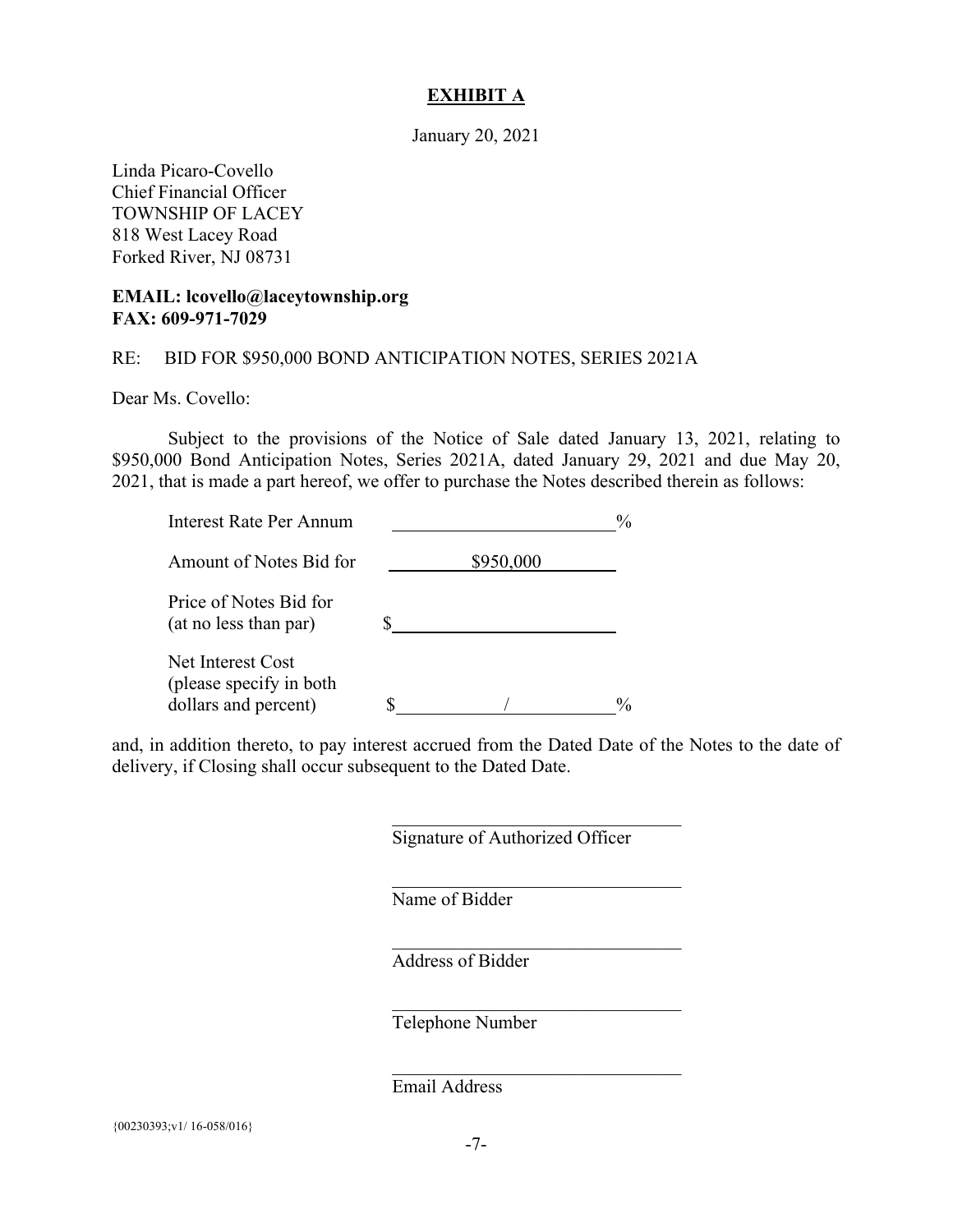# EXHIBIT A

January 20, 2021

Linda Picaro-Covello
Chief Financial Officer
TOWNSHIP OF LACEY
818 West Lacey Road
Forked River, NJ 08731

**EMAIL: lcovello@laceytownship.org**
**FAX: 609-971-7029**

RE: BID FOR $950,000 BOND ANTICIPATION NOTES, SERIES 2021A

Dear Ms. Covello:

Subject to the provisions of the Notice of Sale dated January 13, 2021, relating to $950,000 Bond Anticipation Notes, Series 2021A, dated January 29, 2021 and due May 20, 2021, that is made a part hereof, we offer to purchase the Notes described therein as follows:

| | |
|---|---|
| Interest Rate Per Annum | ________________% |
| Amount of Notes Bid for | $950,000 |
| Price of Notes Bid for (at no less than par) | $________________ |
| Net Interest Cost (please specify in both dollars and percent) | $________/________% |

and, in addition thereto, to pay interest accrued from the Dated Date of the Notes to the date of delivery, if Closing shall occur subsequent to the Dated Date.

\_\_\_\_\_\_\_\_\_\_\_\_\_\_\_\_\_\_\_\_\_\_\_\_\_\_\_\_\_\_
Signature of Authorized Officer

\_\_\_\_\_\_\_\_\_\_\_\_\_\_\_\_\_\_\_\_\_\_\_\_\_\_\_\_\_\_
Name of Bidder

\_\_\_\_\_\_\_\_\_\_\_\_\_\_\_\_\_\_\_\_\_\_\_\_\_\_\_\_\_\_
Address of Bidder

\_\_\_\_\_\_\_\_\_\_\_\_\_\_\_\_\_\_\_\_\_\_\_\_\_\_\_\_\_\_
Telephone Number

\_\_\_\_\_\_\_\_\_\_\_\_\_\_\_\_\_\_\_\_\_\_\_\_\_\_\_\_\_\_
Email Address

{00230393;v1/ 16-058/016}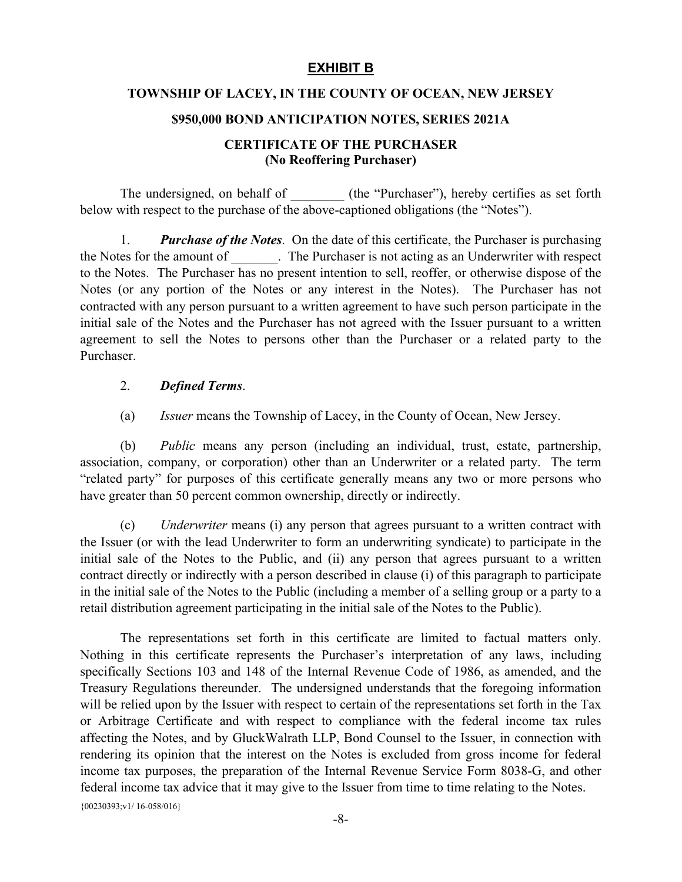# EXHIBIT B

**TOWNSHIP OF LACEY, IN THE COUNTY OF OCEAN, NEW JERSEY**

**$950,000 BOND ANTICIPATION NOTES, SERIES 2021A**

**CERTIFICATE OF THE PURCHASER**
**(No Reoffering Purchaser)**

The undersigned, on behalf of ________ (the "Purchaser"), hereby certifies as set forth below with respect to the purchase of the above-captioned obligations (the "Notes").

1. ***Purchase of the Notes***. On the date of this certificate, the Purchaser is purchasing the Notes for the amount of _______. The Purchaser is not acting as an Underwriter with respect to the Notes. The Purchaser has no present intention to sell, reoffer, or otherwise dispose of the Notes (or any portion of the Notes or any interest in the Notes). The Purchaser has not contracted with any person pursuant to a written agreement to have such person participate in the initial sale of the Notes and the Purchaser has not agreed with the Issuer pursuant to a written agreement to sell the Notes to persons other than the Purchaser or a related party to the Purchaser.

2. ***Defined Terms***.

(a) *Issuer* means the Township of Lacey, in the County of Ocean, New Jersey.

(b) *Public* means any person (including an individual, trust, estate, partnership, association, company, or corporation) other than an Underwriter or a related party. The term "related party" for purposes of this certificate generally means any two or more persons who have greater than 50 percent common ownership, directly or indirectly.

(c) *Underwriter* means (i) any person that agrees pursuant to a written contract with the Issuer (or with the lead Underwriter to form an underwriting syndicate) to participate in the initial sale of the Notes to the Public, and (ii) any person that agrees pursuant to a written contract directly or indirectly with a person described in clause (i) of this paragraph to participate in the initial sale of the Notes to the Public (including a member of a selling group or a party to a retail distribution agreement participating in the initial sale of the Notes to the Public).

The representations set forth in this certificate are limited to factual matters only. Nothing in this certificate represents the Purchaser's interpretation of any laws, including specifically Sections 103 and 148 of the Internal Revenue Code of 1986, as amended, and the Treasury Regulations thereunder. The undersigned understands that the foregoing information will be relied upon by the Issuer with respect to certain of the representations set forth in the Tax or Arbitrage Certificate and with respect to compliance with the federal income tax rules affecting the Notes, and by GluckWalrath LLP, Bond Counsel to the Issuer, in connection with rendering its opinion that the interest on the Notes is excluded from gross income for federal income tax purposes, the preparation of the Internal Revenue Service Form 8038-G, and other federal income tax advice that it may give to the Issuer from time to time relating to the Notes.

{00230393;v1/ 16-058/016}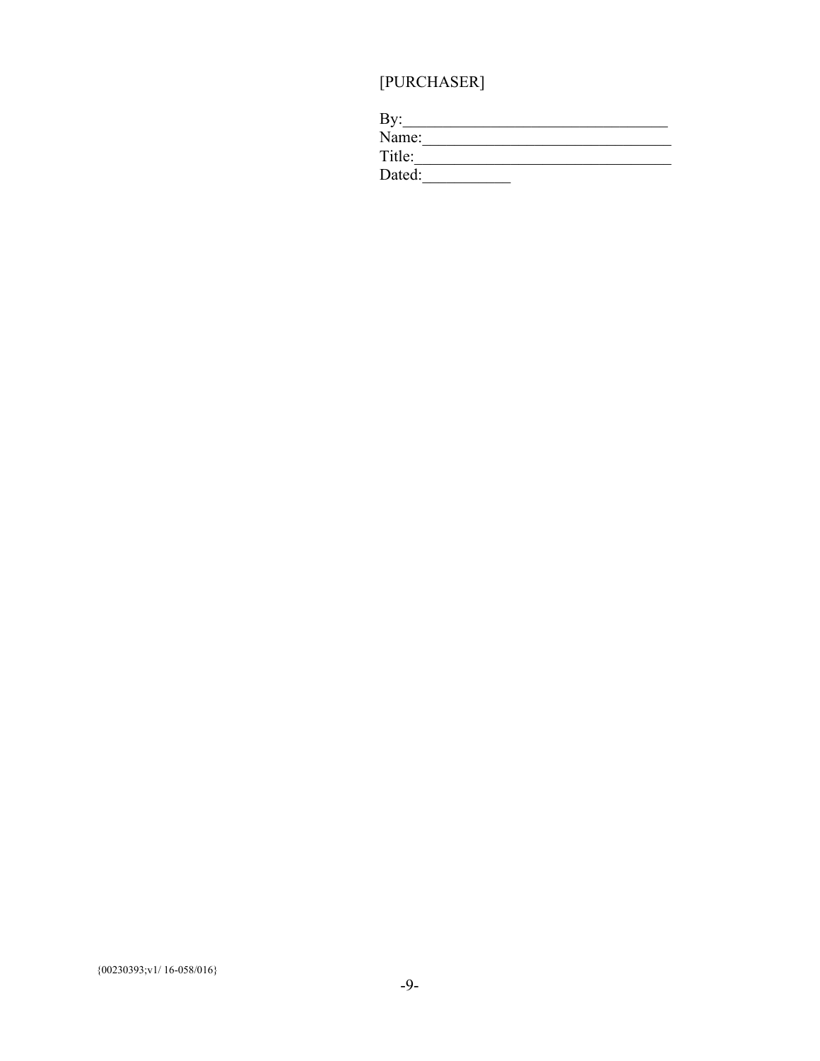[PURCHASER]

By:________________________________
Name:______________________________
Title:______________________________
Dated:___________

{00230393;v1/ 16-058/016}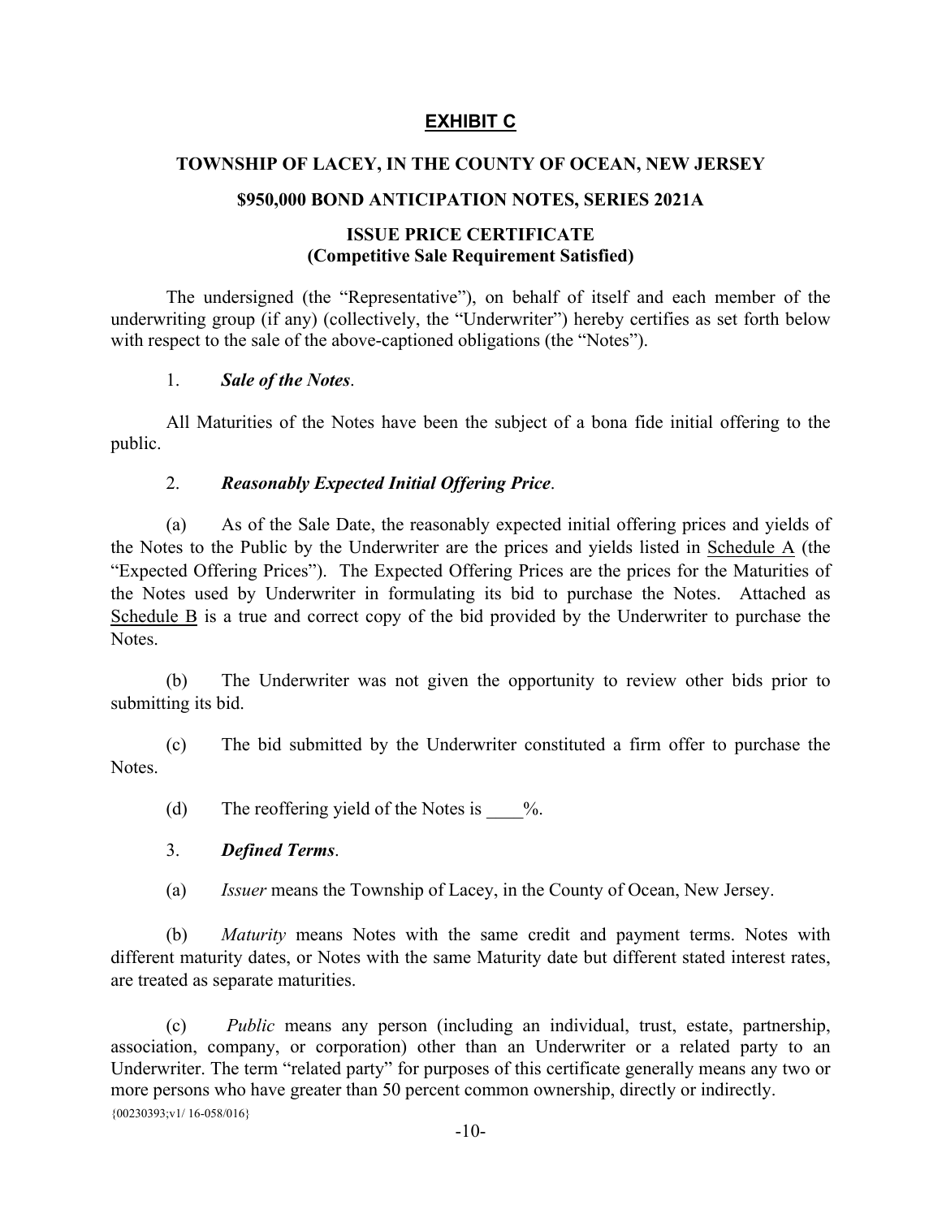# EXHIBIT C

## TOWNSHIP OF LACEY, IN THE COUNTY OF OCEAN, NEW JERSEY

## $950,000 BOND ANTICIPATION NOTES, SERIES 2021A

### ISSUE PRICE CERTIFICATE
### (Competitive Sale Requirement Satisfied)

The undersigned (the "Representative"), on behalf of itself and each member of the underwriting group (if any) (collectively, the "Underwriter") hereby certifies as set forth below with respect to the sale of the above-captioned obligations (the "Notes").

1. ***Sale of the Notes***.

All Maturities of the Notes have been the subject of a bona fide initial offering to the public.

2. ***Reasonably Expected Initial Offering Price***.

(a) As of the Sale Date, the reasonably expected initial offering prices and yields of the Notes to the Public by the Underwriter are the prices and yields listed in Schedule A (the "Expected Offering Prices"). The Expected Offering Prices are the prices for the Maturities of the Notes used by Underwriter in formulating its bid to purchase the Notes. Attached as Schedule B is a true and correct copy of the bid provided by the Underwriter to purchase the Notes.

(b) The Underwriter was not given the opportunity to review other bids prior to submitting its bid.

(c) The bid submitted by the Underwriter constituted a firm offer to purchase the Notes.

(d) The reoffering yield of the Notes is ____%.

3. ***Defined Terms***.

(a) *Issuer* means the Township of Lacey, in the County of Ocean, New Jersey.

(b) *Maturity* means Notes with the same credit and payment terms. Notes with different maturity dates, or Notes with the same Maturity date but different stated interest rates, are treated as separate maturities.

(c) *Public* means any person (including an individual, trust, estate, partnership, association, company, or corporation) other than an Underwriter or a related party to an Underwriter. The term "related party" for purposes of this certificate generally means any two or more persons who have greater than 50 percent common ownership, directly or indirectly.

{00230393;v1/ 16-058/016}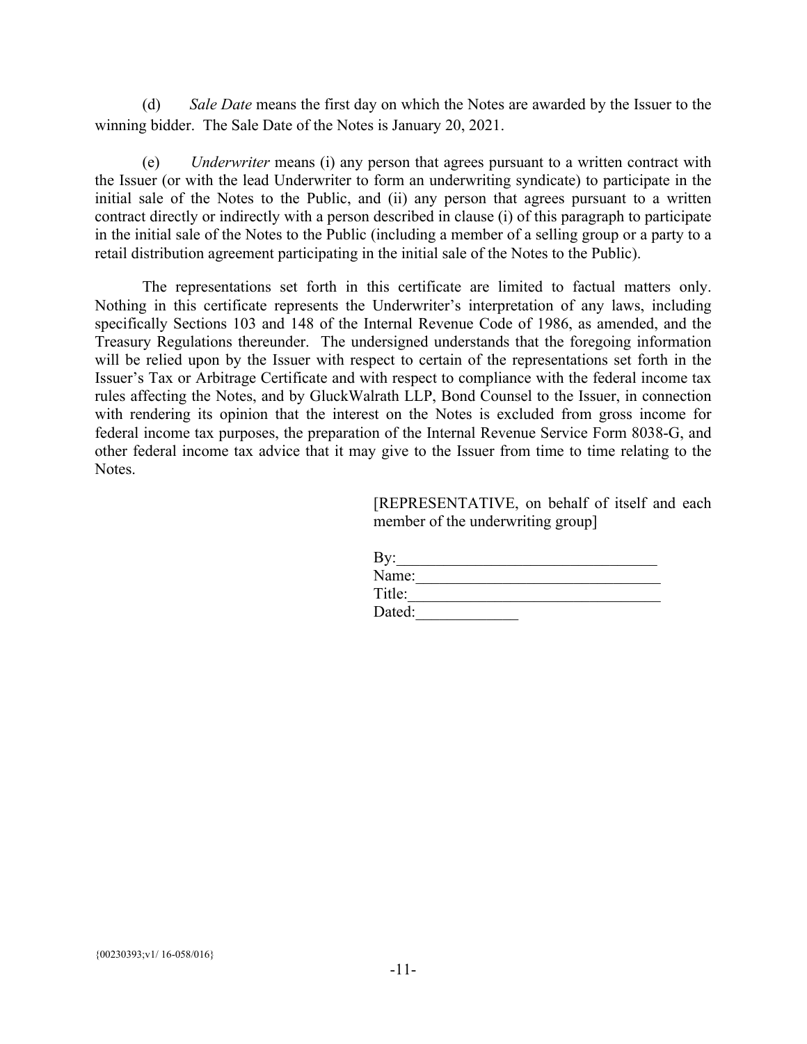(d) *Sale Date* means the first day on which the Notes are awarded by the Issuer to the winning bidder. The Sale Date of the Notes is January 20, 2021.

(e) *Underwriter* means (i) any person that agrees pursuant to a written contract with the Issuer (or with the lead Underwriter to form an underwriting syndicate) to participate in the initial sale of the Notes to the Public, and (ii) any person that agrees pursuant to a written contract directly or indirectly with a person described in clause (i) of this paragraph to participate in the initial sale of the Notes to the Public (including a member of a selling group or a party to a retail distribution agreement participating in the initial sale of the Notes to the Public).

The representations set forth in this certificate are limited to factual matters only. Nothing in this certificate represents the Underwriter's interpretation of any laws, including specifically Sections 103 and 148 of the Internal Revenue Code of 1986, as amended, and the Treasury Regulations thereunder. The undersigned understands that the foregoing information will be relied upon by the Issuer with respect to certain of the representations set forth in the Issuer's Tax or Arbitrage Certificate and with respect to compliance with the federal income tax rules affecting the Notes, and by GluckWalrath LLP, Bond Counsel to the Issuer, in connection with rendering its opinion that the interest on the Notes is excluded from gross income for federal income tax purposes, the preparation of the Internal Revenue Service Form 8038-G, and other federal income tax advice that it may give to the Issuer from time to time relating to the Notes.

[REPRESENTATIVE, on behalf of itself and each member of the underwriting group]

By:\_\_\_\_\_\_\_\_\_\_\_\_\_\_\_\_\_\_\_\_\_\_\_\_\_\_\_\_\_\_\_\_\_
Name:\_\_\_\_\_\_\_\_\_\_\_\_\_\_\_\_\_\_\_\_\_\_\_\_\_\_\_\_\_\_\_
Title:\_\_\_\_\_\_\_\_\_\_\_\_\_\_\_\_\_\_\_\_\_\_\_\_\_\_\_\_\_\_\_\_
Dated:\_\_\_\_\_\_\_\_\_\_\_\_\_

{00230393;v1/ 16-058/016}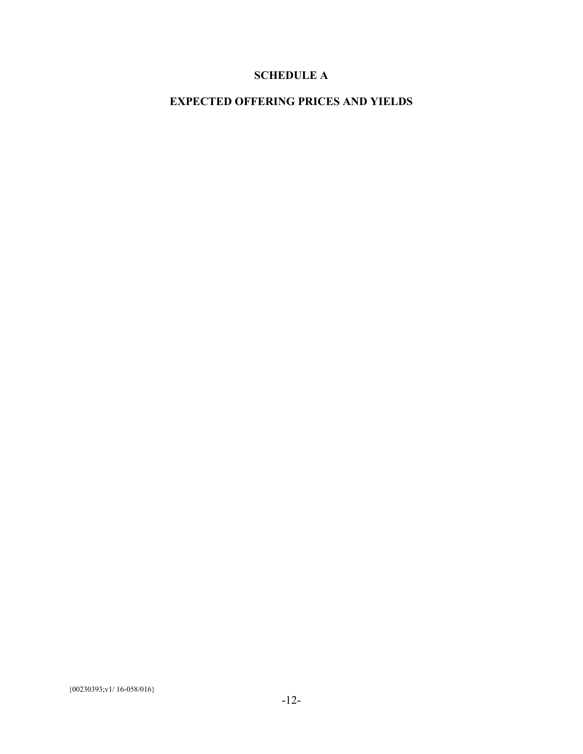# SCHEDULE A

## EXPECTED OFFERING PRICES AND YIELDS

{00230393;v1/ 16-058/016}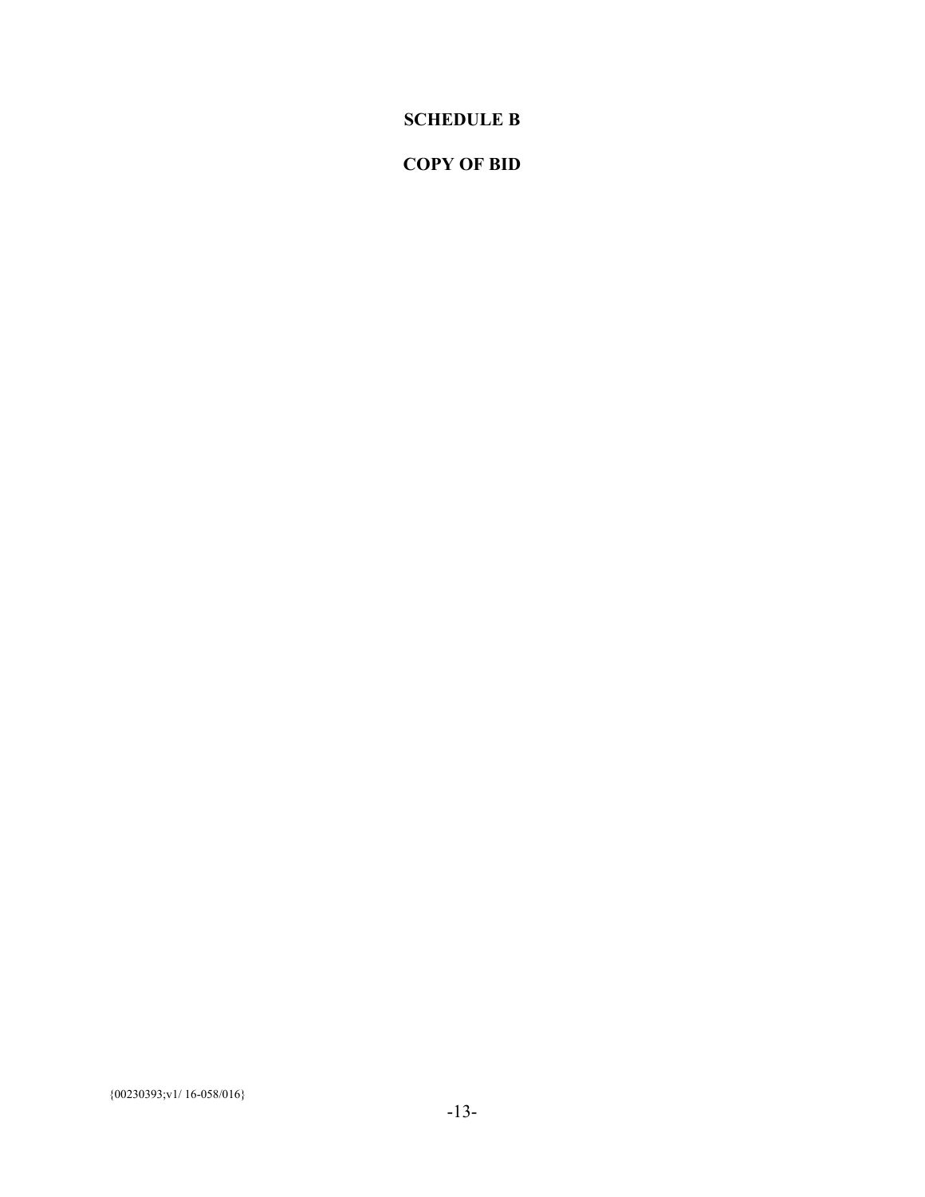# SCHEDULE B

# COPY OF BID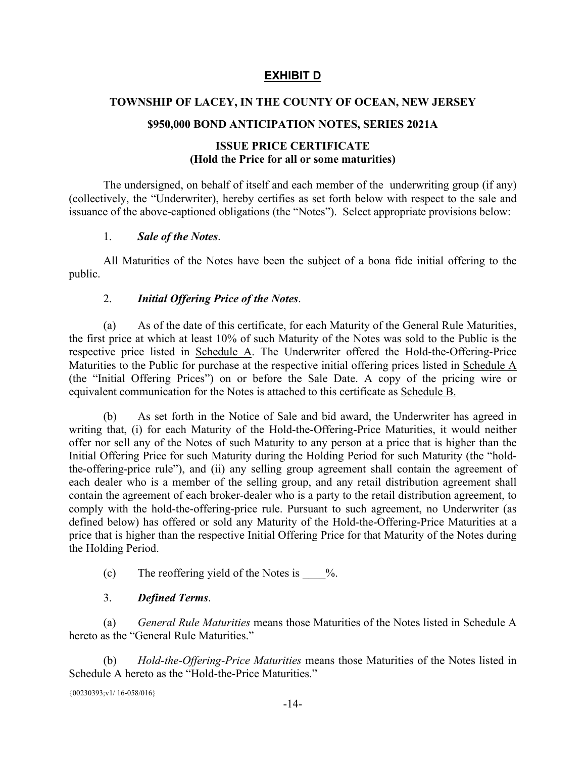# EXHIBIT D

## TOWNSHIP OF LACEY, IN THE COUNTY OF OCEAN, NEW JERSEY

## $950,000 BOND ANTICIPATION NOTES, SERIES 2021A

## ISSUE PRICE CERTIFICATE
**(Hold the Price for all or some maturities)**

The undersigned, on behalf of itself and each member of the underwriting group (if any) (collectively, the "Underwriter), hereby certifies as set forth below with respect to the sale and issuance of the above-captioned obligations (the "Notes"). Select appropriate provisions below:

1. ***Sale of the Notes***.

All Maturities of the Notes have been the subject of a bona fide initial offering to the public.

2. ***Initial Offering Price of the Notes***.

(a) As of the date of this certificate, for each Maturity of the General Rule Maturities, the first price at which at least 10% of such Maturity of the Notes was sold to the Public is the respective price listed in Schedule A. The Underwriter offered the Hold-the-Offering-Price Maturities to the Public for purchase at the respective initial offering prices listed in Schedule A (the "Initial Offering Prices") on or before the Sale Date. A copy of the pricing wire or equivalent communication for the Notes is attached to this certificate as Schedule B.

(b) As set forth in the Notice of Sale and bid award, the Underwriter has agreed in writing that, (i) for each Maturity of the Hold-the-Offering-Price Maturities, it would neither offer nor sell any of the Notes of such Maturity to any person at a price that is higher than the Initial Offering Price for such Maturity during the Holding Period for such Maturity (the "hold-the-offering-price rule"), and (ii) any selling group agreement shall contain the agreement of each dealer who is a member of the selling group, and any retail distribution agreement shall contain the agreement of each broker-dealer who is a party to the retail distribution agreement, to comply with the hold-the-offering-price rule. Pursuant to such agreement, no Underwriter (as defined below) has offered or sold any Maturity of the Hold-the-Offering-Price Maturities at a price that is higher than the respective Initial Offering Price for that Maturity of the Notes during the Holding Period.

(c) The reoffering yield of the Notes is ____%.

3. ***Defined Terms***.

(a) *General Rule Maturities* means those Maturities of the Notes listed in Schedule A hereto as the "General Rule Maturities."

(b) *Hold-the-Offering-Price Maturities* means those Maturities of the Notes listed in Schedule A hereto as the "Hold-the-Price Maturities."

{00230393;v1/ 16-058/016}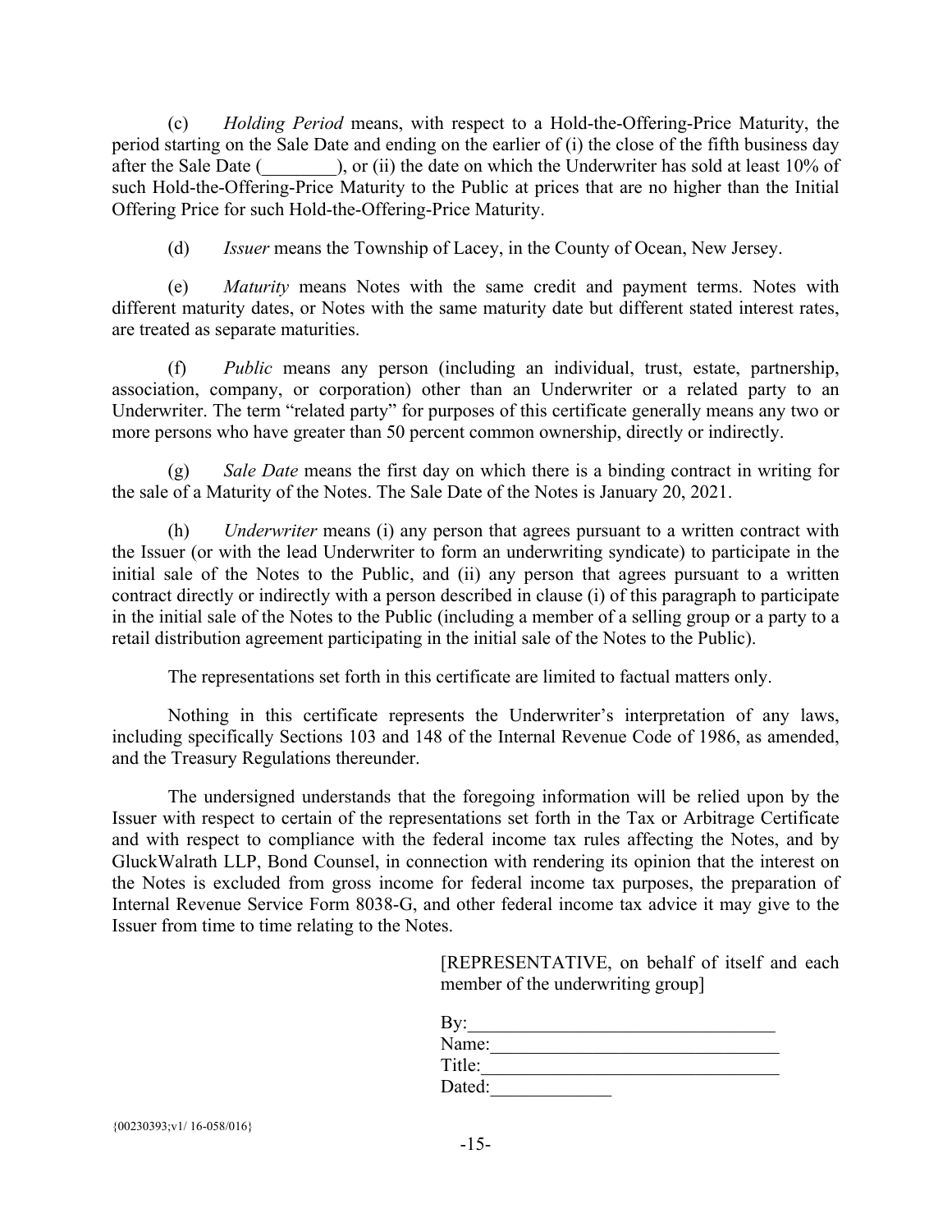(c) *Holding Period* means, with respect to a Hold-the-Offering-Price Maturity, the period starting on the Sale Date and ending on the earlier of (i) the close of the fifth business day after the Sale Date (________), or (ii) the date on which the Underwriter has sold at least 10% of such Hold-the-Offering-Price Maturity to the Public at prices that are no higher than the Initial Offering Price for such Hold-the-Offering-Price Maturity.

(d) *Issuer* means the Township of Lacey, in the County of Ocean, New Jersey.

(e) *Maturity* means Notes with the same credit and payment terms. Notes with different maturity dates, or Notes with the same maturity date but different stated interest rates, are treated as separate maturities.

(f) *Public* means any person (including an individual, trust, estate, partnership, association, company, or corporation) other than an Underwriter or a related party to an Underwriter. The term "related party" for purposes of this certificate generally means any two or more persons who have greater than 50 percent common ownership, directly or indirectly.

(g) *Sale Date* means the first day on which there is a binding contract in writing for the sale of a Maturity of the Notes. The Sale Date of the Notes is January 20, 2021.

(h) *Underwriter* means (i) any person that agrees pursuant to a written contract with the Issuer (or with the lead Underwriter to form an underwriting syndicate) to participate in the initial sale of the Notes to the Public, and (ii) any person that agrees pursuant to a written contract directly or indirectly with a person described in clause (i) of this paragraph to participate in the initial sale of the Notes to the Public (including a member of a selling group or a party to a retail distribution agreement participating in the initial sale of the Notes to the Public).

The representations set forth in this certificate are limited to factual matters only.

Nothing in this certificate represents the Underwriter's interpretation of any laws, including specifically Sections 103 and 148 of the Internal Revenue Code of 1986, as amended, and the Treasury Regulations thereunder.

The undersigned understands that the foregoing information will be relied upon by the Issuer with respect to certain of the representations set forth in the Tax or Arbitrage Certificate and with respect to compliance with the federal income tax rules affecting the Notes, and by GluckWalrath LLP, Bond Counsel, in connection with rendering its opinion that the interest on the Notes is excluded from gross income for federal income tax purposes, the preparation of Internal Revenue Service Form 8038-G, and other federal income tax advice it may give to the Issuer from time to time relating to the Notes.

[REPRESENTATIVE, on behalf of itself and each member of the underwriting group]

By:_________________________________
Name:_______________________________
Title:_______________________________
Dated:_____________

{00230393;v1/ 16-058/016}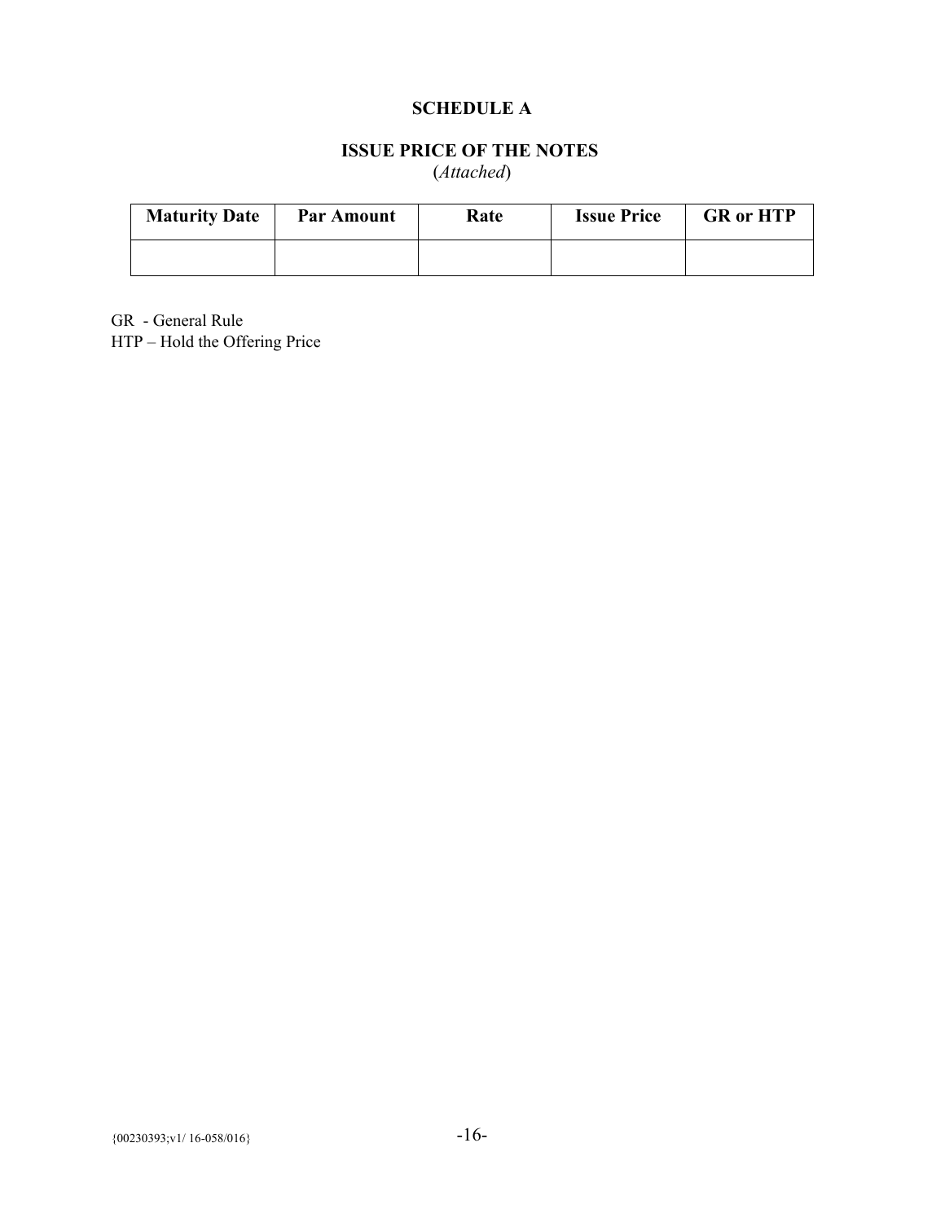# SCHEDULE A

## ISSUE PRICE OF THE NOTES

(*Attached*)

| Maturity Date | Par Amount | Rate | Issue Price | GR or HTP |
| --- | --- | --- | --- | --- |
| | | | | |

GR - General Rule
HTP – Hold the Offering Price

{00230393;v1/ 16-058/016}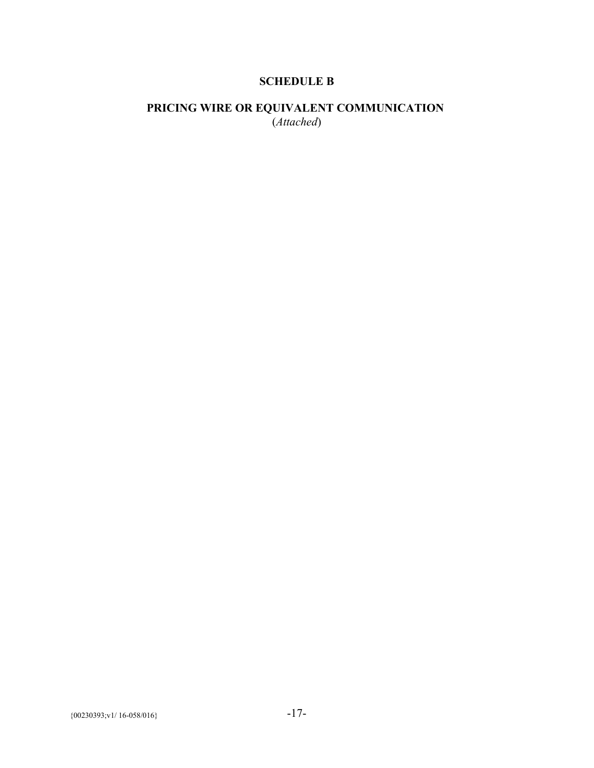# SCHEDULE B

## PRICING WIRE OR EQUIVALENT COMMUNICATION

(*Attached*)